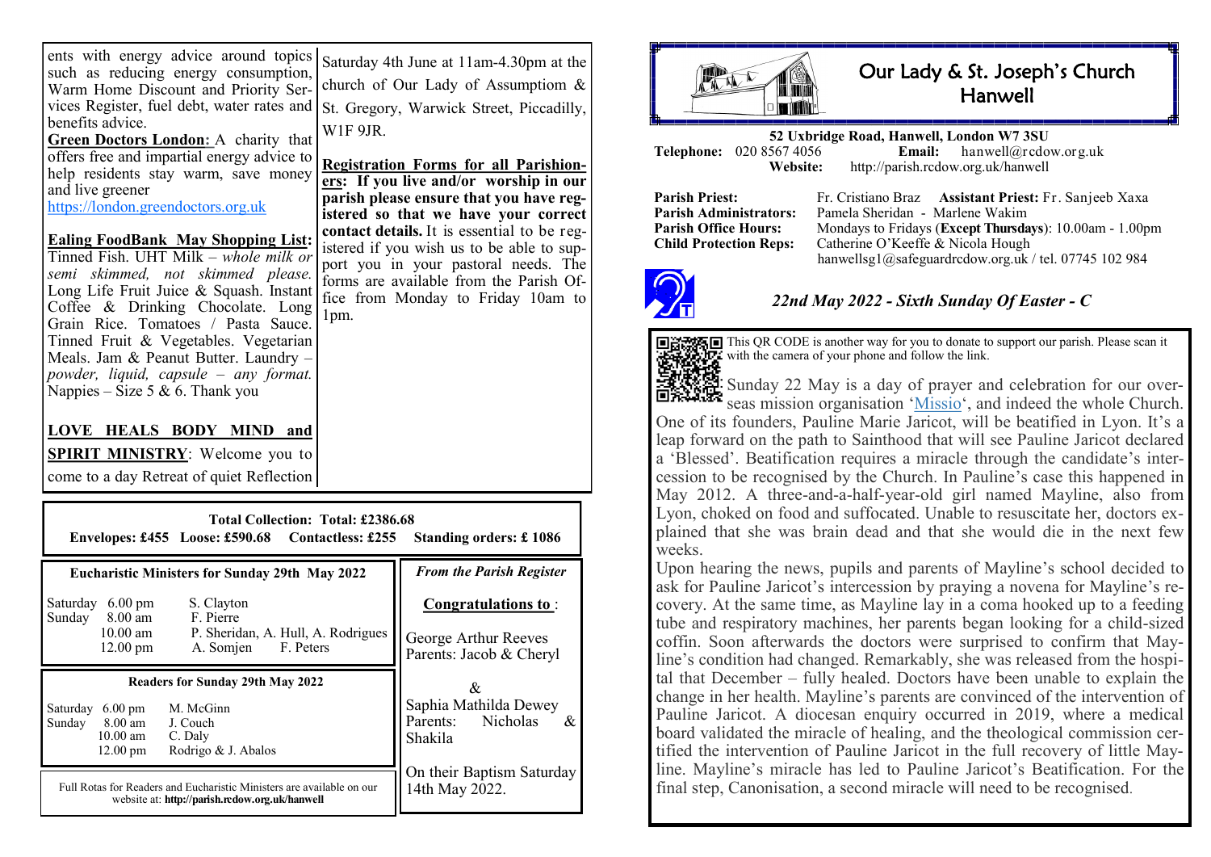ents with energy advice around topics such as reducing energy consumption, Warm Home Discount and Priority Services Register, fuel debt, water rates and benefits advice.

**Green Doctors London:** A charity that offers free and impartial energy advice to help residents stay warm, save money and live greener
https://london.greendoctors.org.uk

**Ealing FoodBank May Shopping List:** Tinned Fish. UHT Milk – *whole milk or semi skimmed, not skimmed please.* Long Life Fruit Juice & Squash. Instant Coffee & Drinking Chocolate. Long Grain Rice. Tomatoes / Pasta Sauce. Tinned Fruit & Vegetables. Vegetarian Meals. Jam & Peanut Butter. Laundry – *powder, liquid, capsule – any format.* Nappies – Size 5 & 6. Thank you

**LOVE HEALS BODY MIND and SPIRIT MINISTRY**: Welcome you to come to a day Retreat of quiet Reflection Saturday 4th June at 11am-4.30pm at the church of Our Lady of Assumptiom & St. Gregory, Warwick Street, Piccadilly, W1F 9JR.

**Registration Forms for all Parishioners: If you live and/or worship in our parish please ensure that you have registered so that we have your correct contact details.** It is essential to be registered if you wish us to be able to support you in your pastoral needs. The forms are available from the Parish Office from Monday to Friday 10am to 1pm.

**Total Collection: Total: £2386.68**
**Envelopes: £455 Loose: £590.68 Contactless: £255 Standing orders: £ 1086**

**Eucharistic Ministers for Sunday 29th May 2022**

| | | |
|---|---|---|
| Saturday | 6.00 pm | S. Clayton |
| Sunday | 8.00 am | F. Pierre |
| | 10.00 am | P. Sheridan, A. Hull, A. Rodrigues |
| | 12.00 pm | A. Somjen F. Peters |

**Readers for Sunday 29th May 2022**

| | | |
|---|---|---|
| Saturday | 6.00 pm | M. McGinn |
| Sunday | 8.00 am | J. Couch |
| | 10.00 am | C. Daly |
| | 12.00 pm | Rodrigo & J. Abalos |

Full Rotas for Readers and Eucharistic Ministers are available on our website at: **http://parish.rcdow.org.uk/hanwell**

*From the Parish Register*

**Congratulations to** :

George Arthur Reeves
Parents: Jacob & Cheryl

&

Saphia Mathilda Dewey
Parents: Nicholas & Shakila

On their Baptism Saturday 14th May 2022.

# Our Lady & St. Joseph's Church Hanwell

**52 Uxbridge Road, Hanwell, London W7 3SU**
**Telephone:** 020 8567 4056 **Email:** hanwell@rcdow.org.uk
**Website:** http://parish.rcdow.org.uk/hanwell

**Parish Priest:** Fr. Cristiano Braz **Assistant Priest:** Fr. Sanjeeb Xaxa
**Parish Administrators:** Pamela Sheridan - Marlene Wakim
**Parish Office Hours:** Mondays to Fridays (**Except Thursdays**): 10.00am - 1.00pm
**Child Protection Reps:** Catherine O'Keeffe & Nicola Hough
hanwellsg1@safeguardrcdow.org.uk / tel. 07745 102 984

## *22nd May 2022 - Sixth Sunday Of Easter - C*

This QR CODE is another way for you to donate to support our parish. Please scan it with the camera of your phone and follow the link.

Sunday 22 May is a day of prayer and celebration for our overseas mission organisation 'Missio', and indeed the whole Church. One of its founders, Pauline Marie Jaricot, will be beatified in Lyon. It's a leap forward on the path to Sainthood that will see Pauline Jaricot declared a 'Blessed'. Beatification requires a miracle through the candidate's intercession to be recognised by the Church. In Pauline's case this happened in May 2012. A three-and-a-half-year-old girl named Mayline, also from Lyon, choked on food and suffocated. Unable to resuscitate her, doctors explained that she was brain dead and that she would die in the next few weeks.

Upon hearing the news, pupils and parents of Mayline's school decided to ask for Pauline Jaricot's intercession by praying a novena for Mayline's recovery. At the same time, as Mayline lay in a coma hooked up to a feeding tube and respiratory machines, her parents began looking for a child-sized coffin. Soon afterwards the doctors were surprised to confirm that Mayline's condition had changed. Remarkably, she was released from the hospital that December – fully healed. Doctors have been unable to explain the change in her health. Mayline's parents are convinced of the intervention of Pauline Jaricot. A diocesan enquiry occurred in 2019, where a medical board validated the miracle of healing, and the theological commission certified the intervention of Pauline Jaricot in the full recovery of little Mayline. Mayline's miracle has led to Pauline Jaricot's Beatification. For the final step, Canonisation, a second miracle will need to be recognised.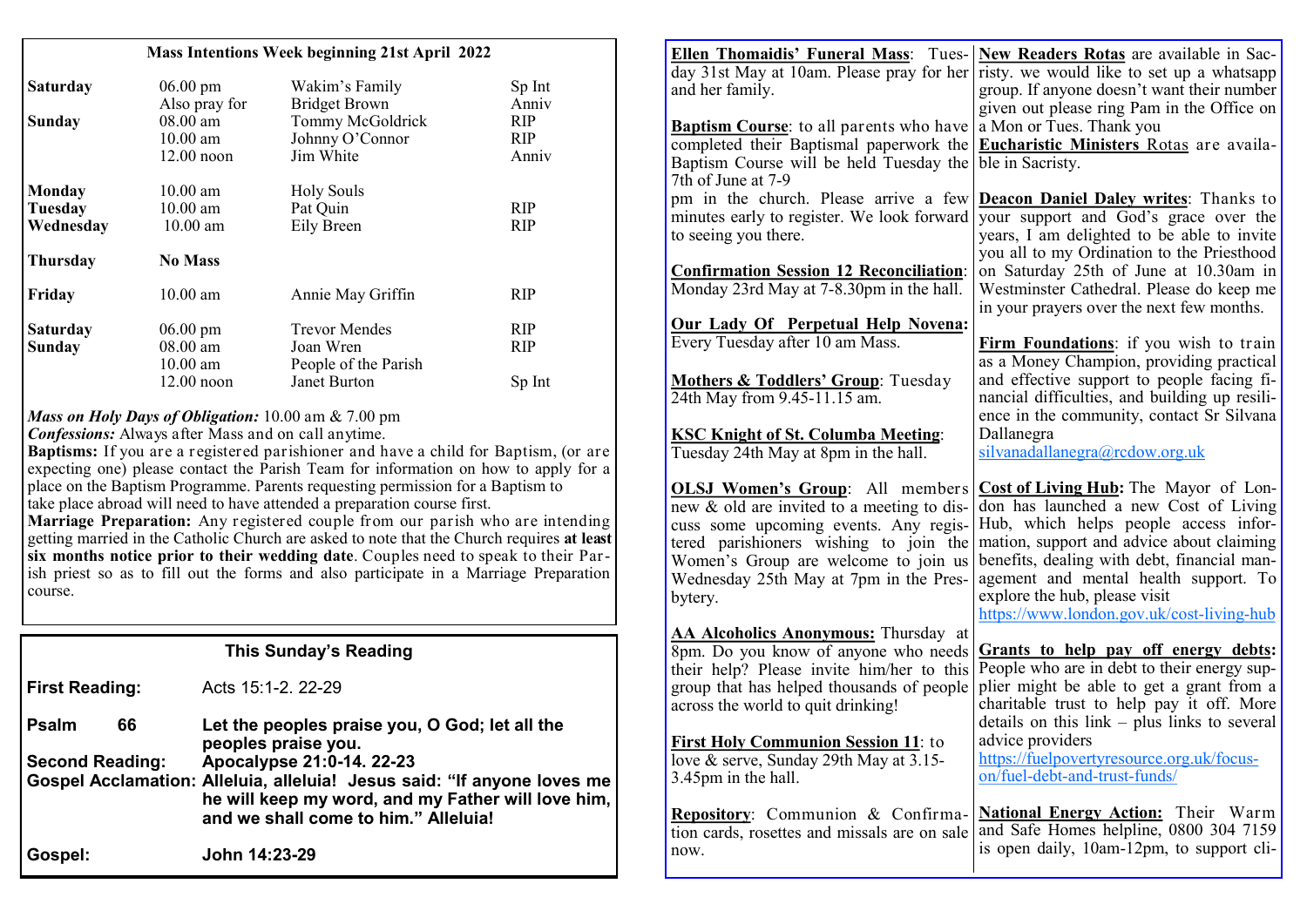**Mass Intentions Week beginning 21st April 2022**

| | | | |
|---|---|---|---|
| **Saturday** | 06.00 pm | Wakim's Family | Sp Int |
| | Also pray for | Bridget Brown | Anniv |
| **Sunday** | 08.00 am | Tommy McGoldrick | RIP |
| | 10.00 am | Johnny O'Connor | RIP |
| | 12.00 noon | Jim White | Anniv |
| **Monday** | 10.00 am | Holy Souls | |
| **Tuesday** | 10.00 am | Pat Quin | RIP |
| **Wednesday** | 10.00 am | Eily Breen | RIP |
| **Thursday** | **No Mass** | | |
| **Friday** | 10.00 am | Annie May Griffin | RIP |
| **Saturday** | 06.00 pm | Trevor Mendes | RIP |
| **Sunday** | 08.00 am | Joan Wren | RIP |
| | 10.00 am | People of the Parish | |
| | 12.00 noon | Janet Burton | Sp Int |

***Mass on Holy Days of Obligation:*** 10.00 am & 7.00 pm

***Confessions:*** Always after Mass and on call anytime.

**Baptisms:** If you are a registered parishioner and have a child for Baptism, (or are expecting one) please contact the Parish Team for information on how to apply for a place on the Baptism Programme. Parents requesting permission for a Baptism to take place abroad will need to have attended a preparation course first.

**Marriage Preparation:** Any registered couple from our parish who are intending getting married in the Catholic Church are asked to note that the Church requires **at least six months notice prior to their wedding date**. Couples need to speak to their Parish priest so as to fill out the forms and also participate in a Marriage Preparation course.

## This Sunday's Reading

**First Reading:** Acts 15:1-2. 22-29

**Psalm 66** **Let the peoples praise you, O God; let all the peoples praise you.**

**Second Reading:** **Apocalypse 21:0-14. 22-23**

**Gospel Acclamation: Alleluia, alleluia! Jesus said: "If anyone loves me he will keep my word, and my Father will love him, and we shall come to him." Alleluia!**

**Gospel:** **John 14:23-29**

**Ellen Thomaidis' Funeral Mass**: Tuesday 31st May at 10am. Please pray for her and her family.

**Baptism Course**: to all parents who have completed their Baptismal paperwork the Baptism Course will be held Tuesday the 7th of June at 7-9 pm in the church. Please arrive a few minutes early to register. We look forward to seeing you there.

**Confirmation Session 12 Reconciliation**: Monday 23rd May at 7-8.30pm in the hall.

**Our Lady Of Perpetual Help Novena:** Every Tuesday after 10 am Mass.

**Mothers & Toddlers' Group**: Tuesday 24th May from 9.45-11.15 am.

**KSC Knight of St. Columba Meeting**: Tuesday 24th May at 8pm in the hall.

**OLSJ Women's Group**: All members new & old are invited to a meeting to discuss some upcoming events. Any registered parishioners wishing to join the Women's Group are welcome to join us Wednesday 25th May at 7pm in the Presbytery.

**AA Alcoholics Anonymous:** Thursday at 8pm. Do you know of anyone who needs their help? Please invite him/her to this group that has helped thousands of people across the world to quit drinking!

**First Holy Communion Session 11**: to love & serve, Sunday 29th May at 3.15-3.45pm in the hall.

**Repository**: Communion & Confirmation cards, rosettes and missals are on sale now.

**New Readers Rotas** are available in Sacristy. we would like to set up a whatsapp group. If anyone doesn't want their number given out please ring Pam in the Office on a Mon or Tues. Thank you

**Eucharistic Ministers** Rotas are available in Sacristy.

**Deacon Daniel Daley writes**: Thanks to your support and God's grace over the years, I am delighted to be able to invite you all to my Ordination to the Priesthood on Saturday 25th of June at 10.30am in Westminster Cathedral. Please do keep me in your prayers over the next few months.

**Firm Foundations**: if you wish to train as a Money Champion, providing practical and effective support to people facing financial difficulties, and building up resilience in the community, contact Sr Silvana Dallanegra
silvanadallanegra@rcdow.org.uk

**Cost of Living Hub:** The Mayor of London has launched a new Cost of Living Hub, which helps people access information, support and advice about claiming benefits, dealing with debt, financial management and mental health support. To explore the hub, please visit
https://www.london.gov.uk/cost-living-hub

**Grants to help pay off energy debts:** People who are in debt to their energy supplier might be able to get a grant from a charitable trust to help pay it off. More details on this link – plus links to several advice providers
https://fuelpovertyresource.org.uk/focus-on/fuel-debt-and-trust-funds/

**National Energy Action:** Their Warm and Safe Homes helpline, 0800 304 7159 is open daily, 10am-12pm, to support cli-